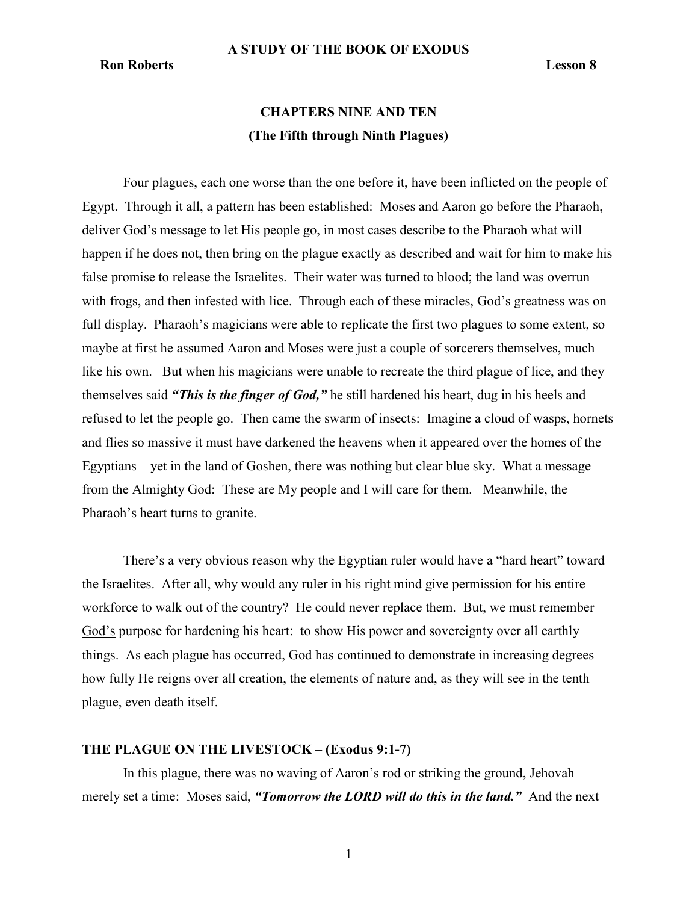# A STUDY OF THE BOOK OF EXODUS

**Ron Roberts** **Lesson 8**

## CHAPTERS NINE AND TEN
## (The Fifth through Ninth Plagues)

Four plagues, each one worse than the one before it, have been inflicted on the people of Egypt. Through it all, a pattern has been established: Moses and Aaron go before the Pharaoh, deliver God's message to let His people go, in most cases describe to the Pharaoh what will happen if he does not, then bring on the plague exactly as described and wait for him to make his false promise to release the Israelites. Their water was turned to blood; the land was overrun with frogs, and then infested with lice. Through each of these miracles, God's greatness was on full display. Pharaoh's magicians were able to replicate the first two plagues to some extent, so maybe at first he assumed Aaron and Moses were just a couple of sorcerers themselves, much like his own. But when his magicians were unable to recreate the third plague of lice, and they themselves said ***"This is the finger of God,"*** he still hardened his heart, dug in his heels and refused to let the people go. Then came the swarm of insects: Imagine a cloud of wasps, hornets and flies so massive it must have darkened the heavens when it appeared over the homes of the Egyptians – yet in the land of Goshen, there was nothing but clear blue sky. What a message from the Almighty God: These are My people and I will care for them. Meanwhile, the Pharaoh's heart turns to granite.

There's a very obvious reason why the Egyptian ruler would have a "hard heart" toward the Israelites. After all, why would any ruler in his right mind give permission for his entire workforce to walk out of the country? He could never replace them. But, we must remember <u>God's</u> purpose for hardening his heart: to show His power and sovereignty over all earthly things. As each plague has occurred, God has continued to demonstrate in increasing degrees how fully He reigns over all creation, the elements of nature and, as they will see in the tenth plague, even death itself.

### THE PLAGUE ON THE LIVESTOCK – (Exodus 9:1-7)

In this plague, there was no waving of Aaron's rod or striking the ground, Jehovah merely set a time: Moses said, ***"Tomorrow the LORD will do this in the land."*** And the next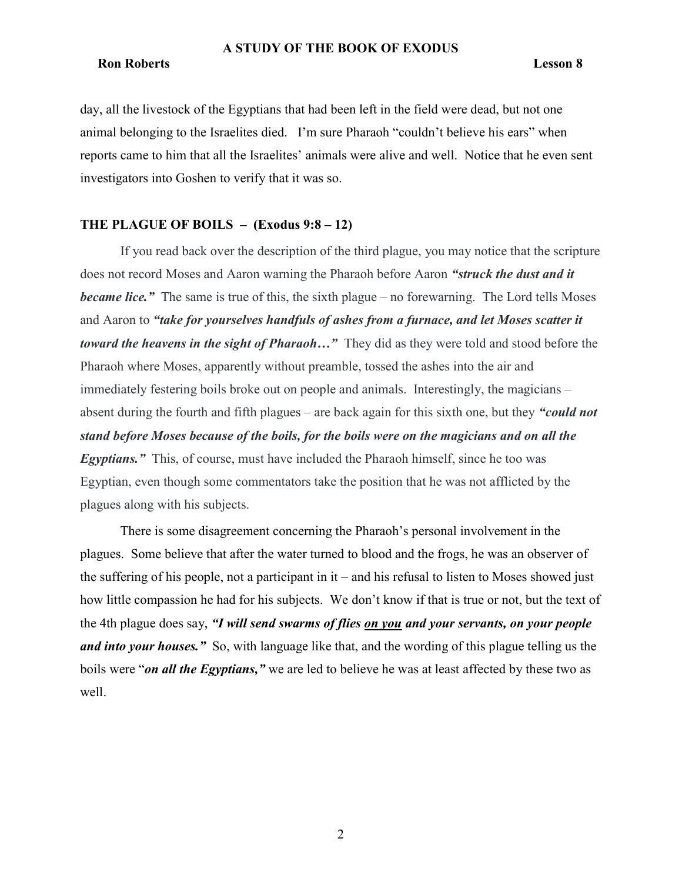day, all the livestock of the Egyptians that had been left in the field were dead, but not one animal belonging to the Israelites died. I'm sure Pharaoh "couldn't believe his ears" when reports came to him that all the Israelites' animals were alive and well. Notice that he even sent investigators into Goshen to verify that it was so.

**THE PLAGUE OF BOILS – (Exodus 9:8 – 12)**

If you read back over the description of the third plague, you may notice that the scripture does not record Moses and Aaron warning the Pharaoh before Aaron ***"struck the dust and it became lice."*** The same is true of this, the sixth plague – no forewarning. The Lord tells Moses and Aaron to ***"take for yourselves handfuls of ashes from a furnace, and let Moses scatter it toward the heavens in the sight of Pharaoh…"*** They did as they were told and stood before the Pharaoh where Moses, apparently without preamble, tossed the ashes into the air and immediately festering boils broke out on people and animals. Interestingly, the magicians – absent during the fourth and fifth plagues – are back again for this sixth one, but they ***"could not stand before Moses because of the boils, for the boils were on the magicians and on all the Egyptians."*** This, of course, must have included the Pharaoh himself, since he too was Egyptian, even though some commentators take the position that he was not afflicted by the plagues along with his subjects.

There is some disagreement concerning the Pharaoh's personal involvement in the plagues. Some believe that after the water turned to blood and the frogs, he was an observer of the suffering of his people, not a participant in it – and his refusal to listen to Moses showed just how little compassion he had for his subjects. We don't know if that is true or not, but the text of the 4th plague does say, ***"I will send swarms of flies <u>on you</u> and your servants, on your people and into your houses."*** So, with language like that, and the wording of this plague telling us the boils were "***on all the Egyptians,"*** we are led to believe he was at least affected by these two as well.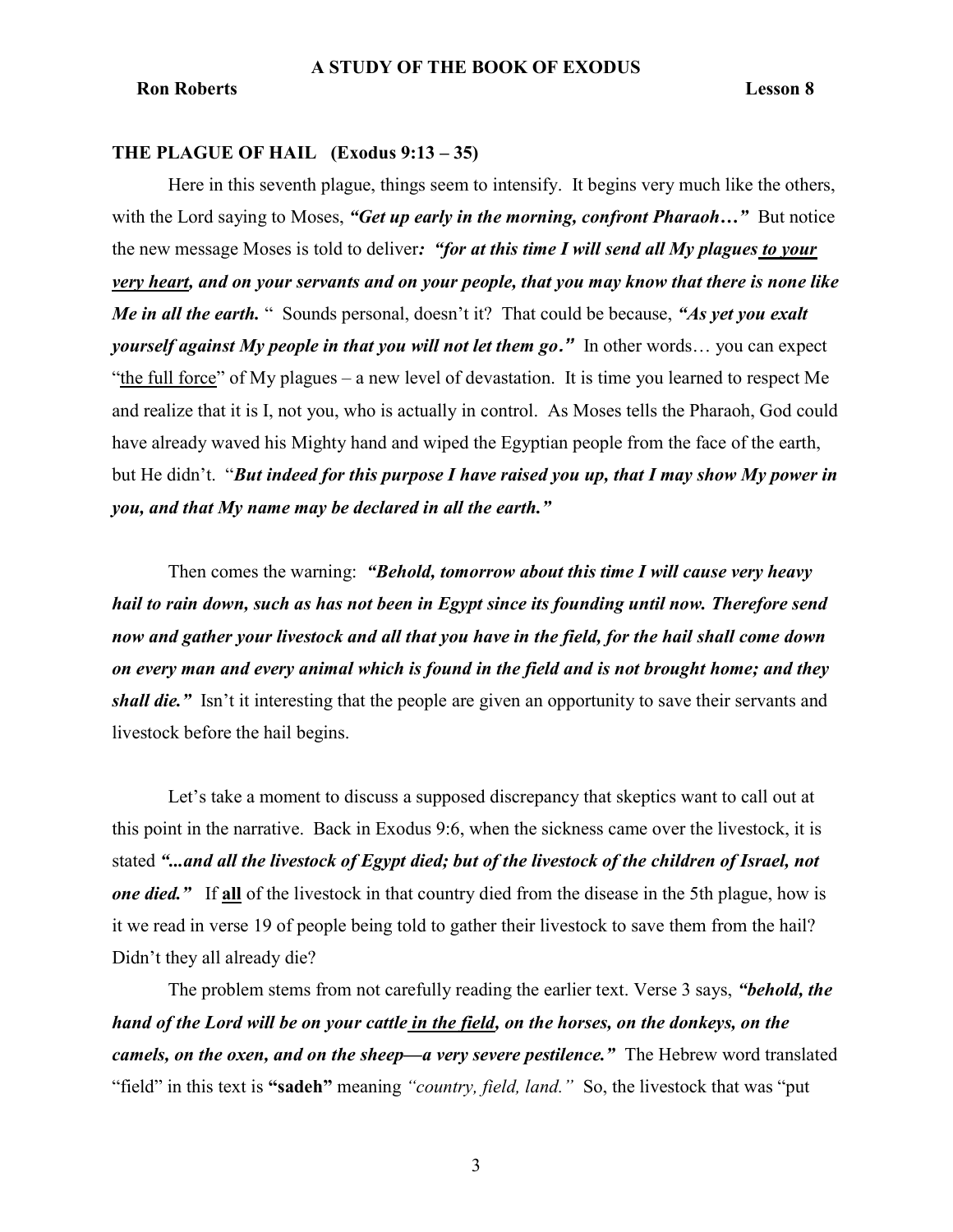### THE PLAGUE OF HAIL (Exodus 9:13 – 35)

Here in this seventh plague, things seem to intensify. It begins very much like the others, with the Lord saying to Moses, ***"Get up early in the morning, confront Pharaoh…"*** But notice the new message Moses is told to deliver***: "for at this time I will send all My plagues <u>to your very heart</u>, and on your servants and on your people, that you may know that there is none like Me in all the earth.*** " Sounds personal, doesn't it? That could be because, ***"As yet you exalt yourself against My people in that you will not let them go."*** In other words… you can expect "<u>the full force</u>" of My plagues – a new level of devastation. It is time you learned to respect Me and realize that it is I, not you, who is actually in control. As Moses tells the Pharaoh, God could have already waved his Mighty hand and wiped the Egyptian people from the face of the earth, but He didn't. "***But indeed for this purpose I have raised you up, that I may show My power in you, and that My name may be declared in all the earth."***

Then comes the warning: ***"Behold, tomorrow about this time I will cause very heavy hail to rain down, such as has not been in Egypt since its founding until now. Therefore send now and gather your livestock and all that you have in the field, for the hail shall come down on every man and every animal which is found in the field and is not brought home; and they shall die."*** Isn't it interesting that the people are given an opportunity to save their servants and livestock before the hail begins.

Let's take a moment to discuss a supposed discrepancy that skeptics want to call out at this point in the narrative. Back in Exodus 9:6, when the sickness came over the livestock, it is stated ***"...and all the livestock of Egypt died; but of the livestock of the children of Israel, not one died."*** If **<u>all</u>** of the livestock in that country died from the disease in the 5th plague, how is it we read in verse 19 of people being told to gather their livestock to save them from the hail? Didn't they all already die?

The problem stems from not carefully reading the earlier text. Verse 3 says, ***"behold, the hand of the Lord will be on your cattle <u>in the field</u>, on the horses, on the donkeys, on the camels, on the oxen, and on the sheep—a very severe pestilence."*** The Hebrew word translated "field" in this text is **"sadeh"** meaning *"country, field, land."* So, the livestock that was "put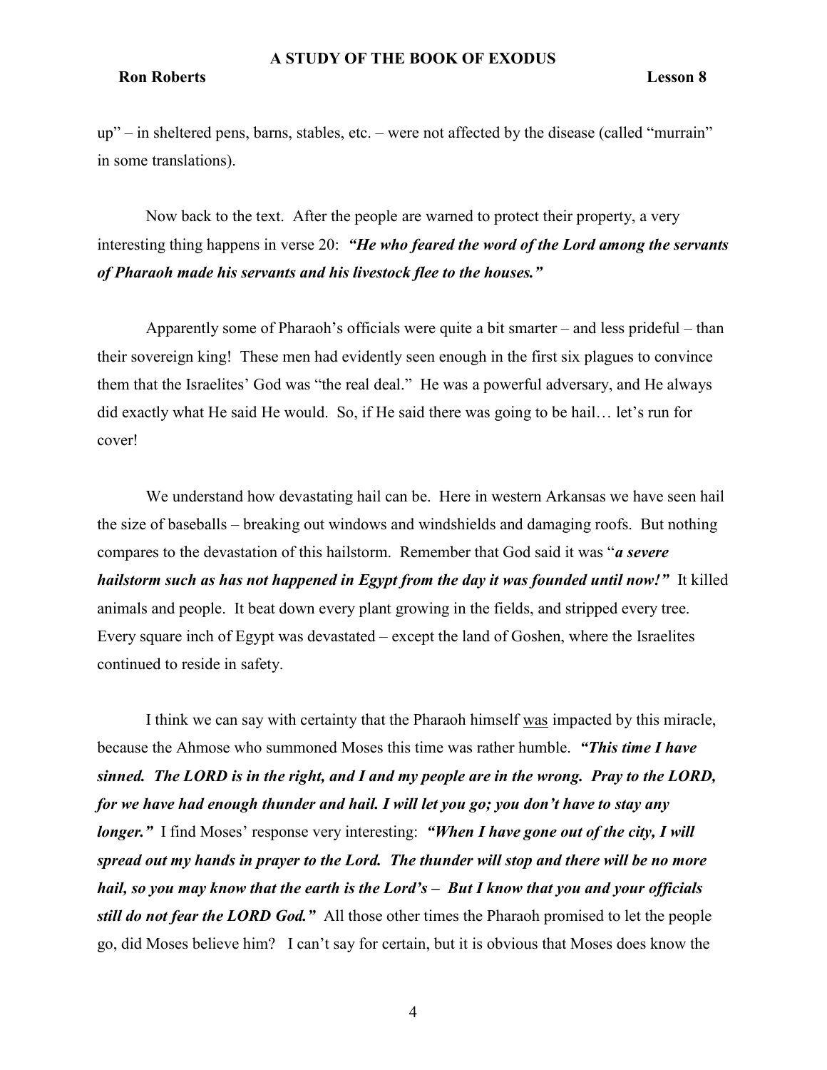up" – in sheltered pens, barns, stables, etc. – were not affected by the disease (called "murrain" in some translations).

Now back to the text. After the people are warned to protect their property, a very interesting thing happens in verse 20: ***"He who feared the word of the Lord among the servants of Pharaoh made his servants and his livestock flee to the houses."***

Apparently some of Pharaoh's officials were quite a bit smarter – and less prideful – than their sovereign king! These men had evidently seen enough in the first six plagues to convince them that the Israelites' God was "the real deal." He was a powerful adversary, and He always did exactly what He said He would. So, if He said there was going to be hail… let's run for cover!

We understand how devastating hail can be. Here in western Arkansas we have seen hail the size of baseballs – breaking out windows and windshields and damaging roofs. But nothing compares to the devastation of this hailstorm. Remember that God said it was "***a severe hailstorm such as has not happened in Egypt from the day it was founded until now!"*** It killed animals and people. It beat down every plant growing in the fields, and stripped every tree. Every square inch of Egypt was devastated – except the land of Goshen, where the Israelites continued to reside in safety.

I think we can say with certainty that the Pharaoh himself <u>was</u> impacted by this miracle, because the Ahmose who summoned Moses this time was rather humble. ***"This time I have sinned. The LORD is in the right, and I and my people are in the wrong. Pray to the LORD, for we have had enough thunder and hail. I will let you go; you don't have to stay any longer."*** I find Moses' response very interesting: ***"When I have gone out of the city, I will spread out my hands in prayer to the Lord. The thunder will stop and there will be no more hail, so you may know that the earth is the Lord's – But I know that you and your officials still do not fear the LORD God."*** All those other times the Pharaoh promised to let the people go, did Moses believe him? I can't say for certain, but it is obvious that Moses does know the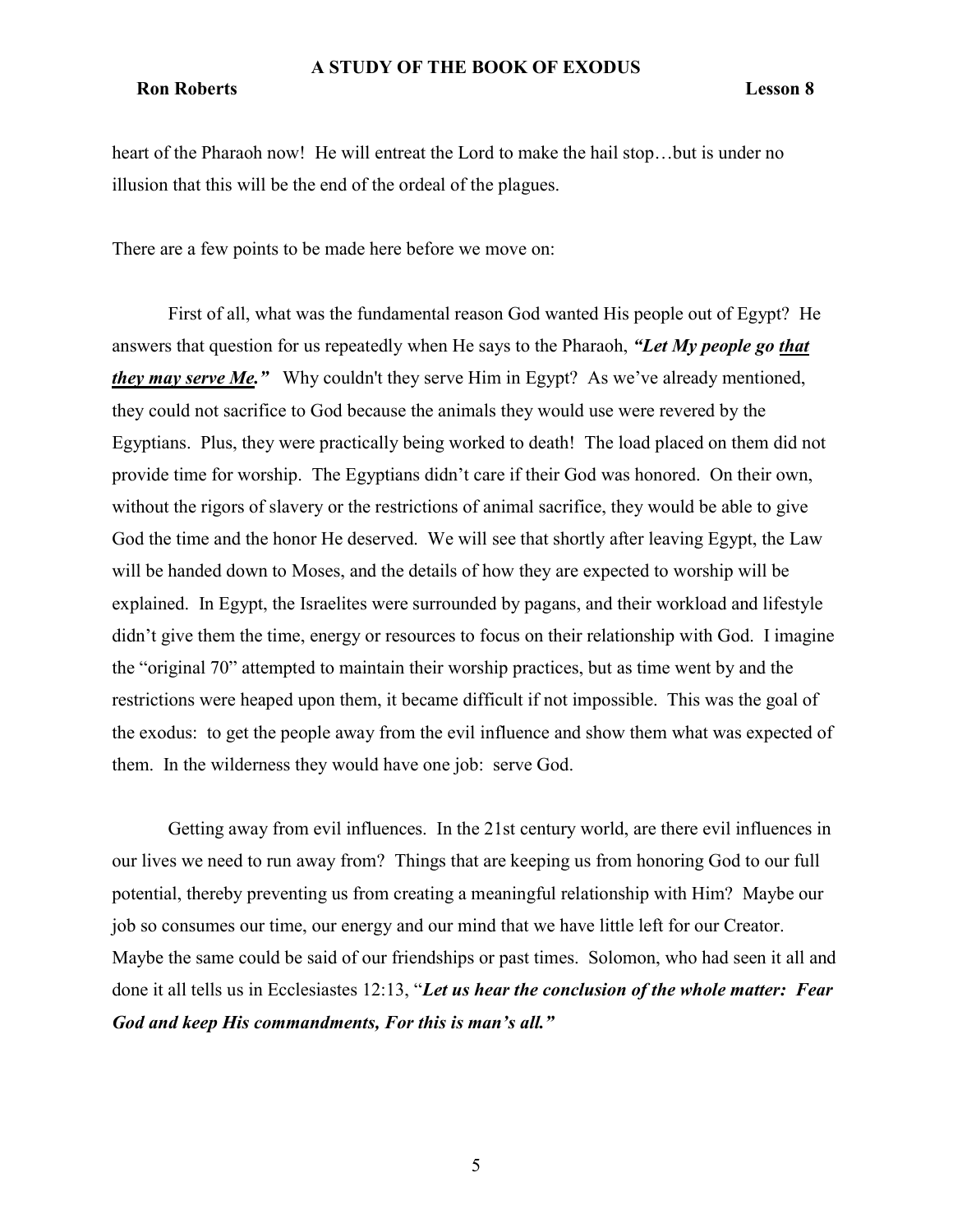heart of the Pharaoh now! He will entreat the Lord to make the hail stop…but is under no illusion that this will be the end of the ordeal of the plagues.

There are a few points to be made here before we move on:

First of all, what was the fundamental reason God wanted His people out of Egypt? He answers that question for us repeatedly when He says to the Pharaoh, ***"Let My people go <u>that they may serve Me</u>."*** Why couldn't they serve Him in Egypt? As we've already mentioned, they could not sacrifice to God because the animals they would use were revered by the Egyptians. Plus, they were practically being worked to death! The load placed on them did not provide time for worship. The Egyptians didn't care if their God was honored. On their own, without the rigors of slavery or the restrictions of animal sacrifice, they would be able to give God the time and the honor He deserved. We will see that shortly after leaving Egypt, the Law will be handed down to Moses, and the details of how they are expected to worship will be explained. In Egypt, the Israelites were surrounded by pagans, and their workload and lifestyle didn't give them the time, energy or resources to focus on their relationship with God. I imagine the "original 70" attempted to maintain their worship practices, but as time went by and the restrictions were heaped upon them, it became difficult if not impossible. This was the goal of the exodus: to get the people away from the evil influence and show them what was expected of them. In the wilderness they would have one job: serve God.

Getting away from evil influences. In the 21st century world, are there evil influences in our lives we need to run away from? Things that are keeping us from honoring God to our full potential, thereby preventing us from creating a meaningful relationship with Him? Maybe our job so consumes our time, our energy and our mind that we have little left for our Creator. Maybe the same could be said of our friendships or past times. Solomon, who had seen it all and done it all tells us in Ecclesiastes 12:13, "***Let us hear the conclusion of the whole matter: Fear God and keep His commandments, For this is man's all.***"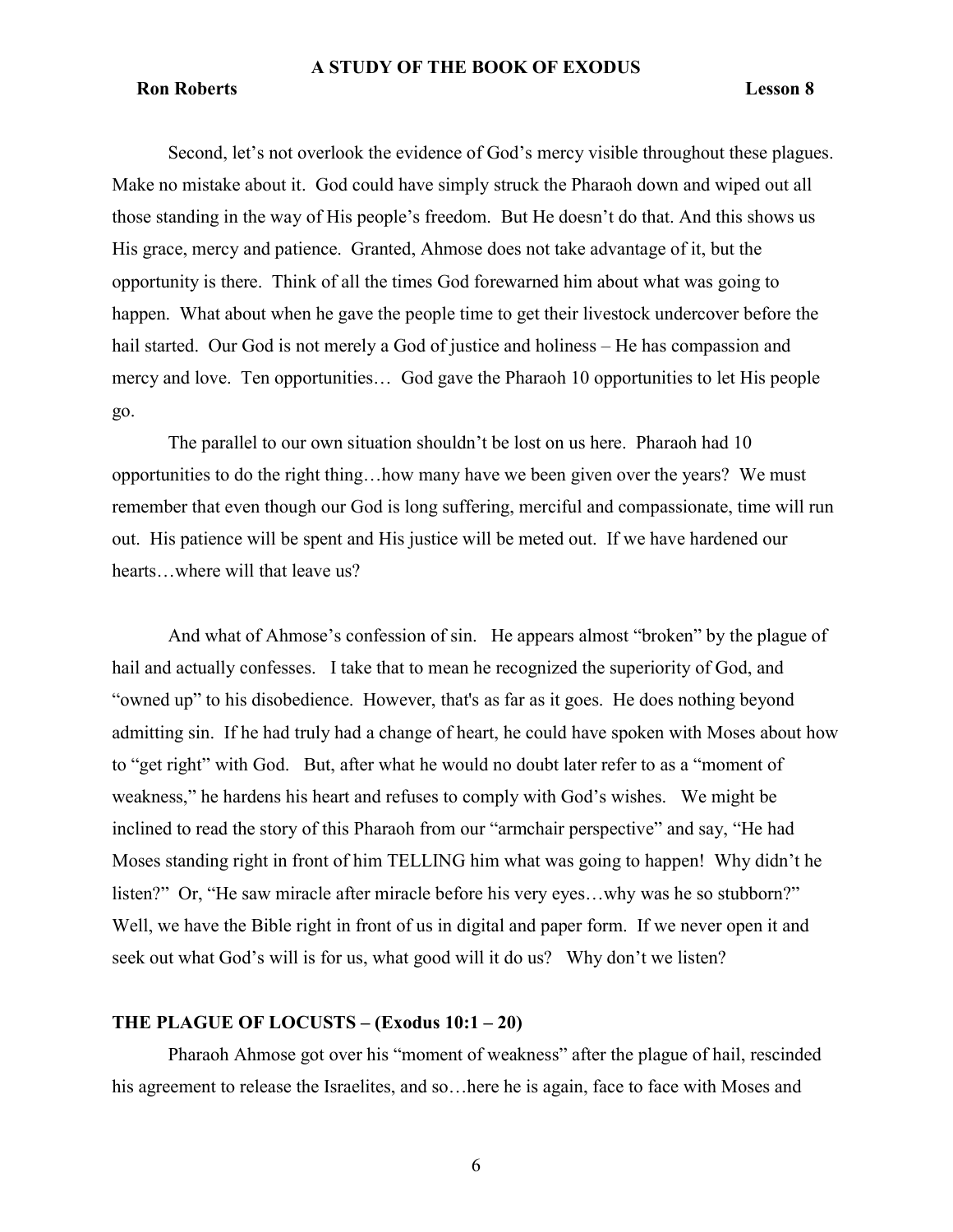Second, let's not overlook the evidence of God's mercy visible throughout these plagues. Make no mistake about it. God could have simply struck the Pharaoh down and wiped out all those standing in the way of His people's freedom. But He doesn't do that. And this shows us His grace, mercy and patience. Granted, Ahmose does not take advantage of it, but the opportunity is there. Think of all the times God forewarned him about what was going to happen. What about when he gave the people time to get their livestock undercover before the hail started. Our God is not merely a God of justice and holiness – He has compassion and mercy and love. Ten opportunities… God gave the Pharaoh 10 opportunities to let His people go.

The parallel to our own situation shouldn't be lost on us here. Pharaoh had 10 opportunities to do the right thing…how many have we been given over the years? We must remember that even though our God is long suffering, merciful and compassionate, time will run out. His patience will be spent and His justice will be meted out. If we have hardened our hearts…where will that leave us?

And what of Ahmose's confession of sin. He appears almost "broken" by the plague of hail and actually confesses. I take that to mean he recognized the superiority of God, and "owned up" to his disobedience. However, that's as far as it goes. He does nothing beyond admitting sin. If he had truly had a change of heart, he could have spoken with Moses about how to "get right" with God. But, after what he would no doubt later refer to as a "moment of weakness," he hardens his heart and refuses to comply with God's wishes. We might be inclined to read the story of this Pharaoh from our "armchair perspective" and say, "He had Moses standing right in front of him TELLING him what was going to happen! Why didn't he listen?" Or, "He saw miracle after miracle before his very eyes…why was he so stubborn?" Well, we have the Bible right in front of us in digital and paper form. If we never open it and seek out what God's will is for us, what good will it do us? Why don't we listen?

## THE PLAGUE OF LOCUSTS – (Exodus 10:1 – 20)

Pharaoh Ahmose got over his "moment of weakness" after the plague of hail, rescinded his agreement to release the Israelites, and so…here he is again, face to face with Moses and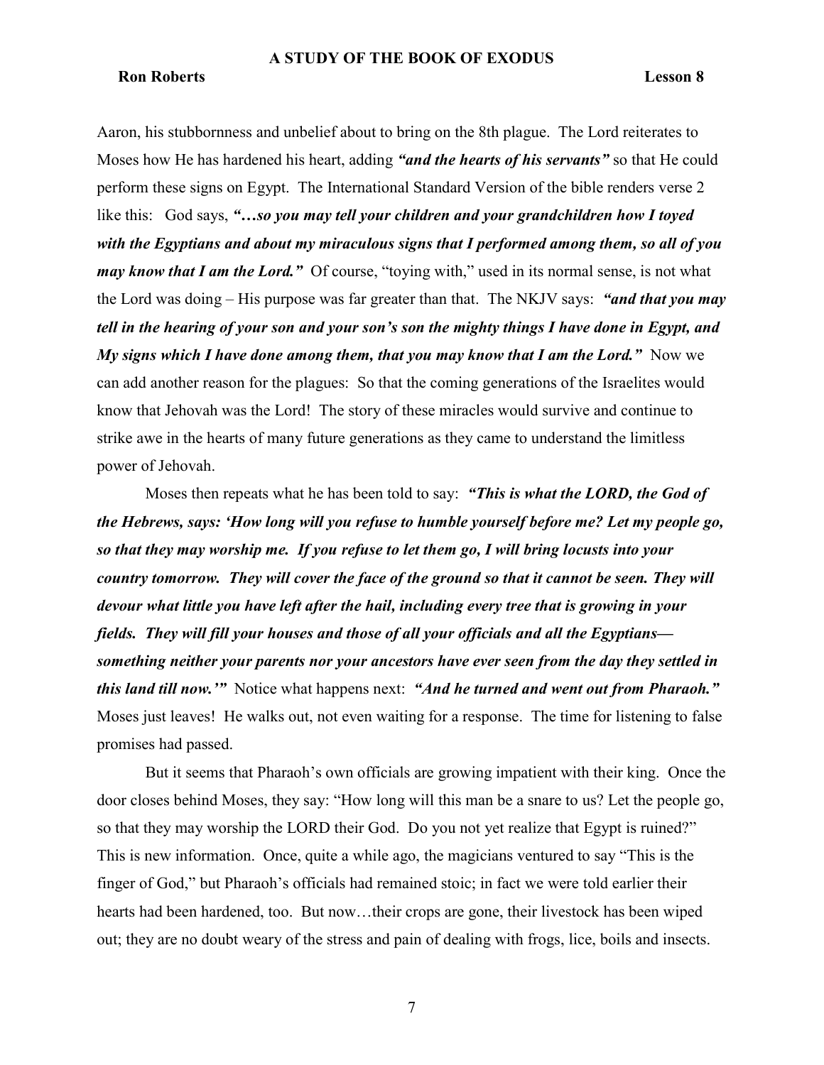Aaron, his stubbornness and unbelief about to bring on the 8th plague. The Lord reiterates to Moses how He has hardened his heart, adding ***"and the hearts of his servants"*** so that He could perform these signs on Egypt. The International Standard Version of the bible renders verse 2 like this: God says, ***"…so you may tell your children and your grandchildren how I toyed with the Egyptians and about my miraculous signs that I performed among them, so all of you may know that I am the Lord."*** Of course, "toying with," used in its normal sense, is not what the Lord was doing – His purpose was far greater than that. The NKJV says: ***"and that you may tell in the hearing of your son and your son's son the mighty things I have done in Egypt, and My signs which I have done among them, that you may know that I am the Lord."*** Now we can add another reason for the plagues: So that the coming generations of the Israelites would know that Jehovah was the Lord! The story of these miracles would survive and continue to strike awe in the hearts of many future generations as they came to understand the limitless power of Jehovah.

Moses then repeats what he has been told to say: ***"This is what the LORD, the God of the Hebrews, says: 'How long will you refuse to humble yourself before me? Let my people go, so that they may worship me. If you refuse to let them go, I will bring locusts into your country tomorrow. They will cover the face of the ground so that it cannot be seen. They will devour what little you have left after the hail, including every tree that is growing in your fields. They will fill your houses and those of all your officials and all the Egyptians—something neither your parents nor your ancestors have ever seen from the day they settled in this land till now.'"*** Notice what happens next: ***"And he turned and went out from Pharaoh."*** Moses just leaves! He walks out, not even waiting for a response. The time for listening to false promises had passed.

But it seems that Pharaoh's own officials are growing impatient with their king. Once the door closes behind Moses, they say: "How long will this man be a snare to us? Let the people go, so that they may worship the LORD their God. Do you not yet realize that Egypt is ruined?" This is new information. Once, quite a while ago, the magicians ventured to say "This is the finger of God," but Pharaoh's officials had remained stoic; in fact we were told earlier their hearts had been hardened, too. But now…their crops are gone, their livestock has been wiped out; they are no doubt weary of the stress and pain of dealing with frogs, lice, boils and insects.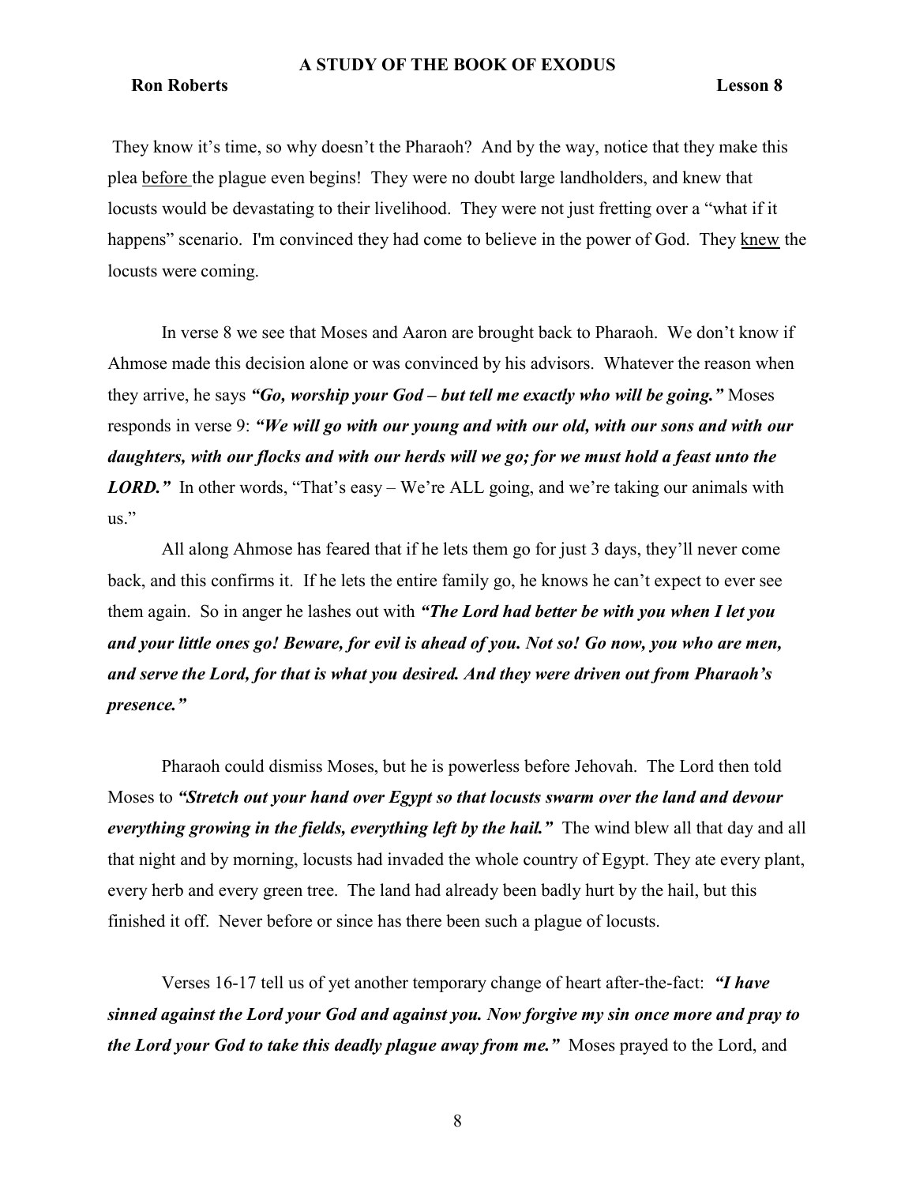They know it's time, so why doesn't the Pharaoh? And by the way, notice that they make this plea <u>before</u> the plague even begins! They were no doubt large landholders, and knew that locusts would be devastating to their livelihood. They were not just fretting over a "what if it happens" scenario. I'm convinced they had come to believe in the power of God. They <u>knew</u> the locusts were coming.

In verse 8 we see that Moses and Aaron are brought back to Pharaoh. We don't know if Ahmose made this decision alone or was convinced by his advisors. Whatever the reason when they arrive, he says ***"Go, worship your God – but tell me exactly who will be going."*** Moses responds in verse 9: ***"We will go with our young and with our old, with our sons and with our daughters, with our flocks and with our herds will we go; for we must hold a feast unto the LORD."*** In other words, "That's easy – We're ALL going, and we're taking our animals with us."

All along Ahmose has feared that if he lets them go for just 3 days, they'll never come back, and this confirms it. If he lets the entire family go, he knows he can't expect to ever see them again. So in anger he lashes out with ***"The Lord had better be with you when I let you and your little ones go! Beware, for evil is ahead of you. Not so! Go now, you who are men, and serve the Lord, for that is what you desired. And they were driven out from Pharaoh's presence."***

Pharaoh could dismiss Moses, but he is powerless before Jehovah. The Lord then told Moses to ***"Stretch out your hand over Egypt so that locusts swarm over the land and devour everything growing in the fields, everything left by the hail."*** The wind blew all that day and all that night and by morning, locusts had invaded the whole country of Egypt. They ate every plant, every herb and every green tree. The land had already been badly hurt by the hail, but this finished it off. Never before or since has there been such a plague of locusts.

Verses 16-17 tell us of yet another temporary change of heart after-the-fact: ***"I have sinned against the Lord your God and against you. Now forgive my sin once more and pray to the Lord your God to take this deadly plague away from me."*** Moses prayed to the Lord, and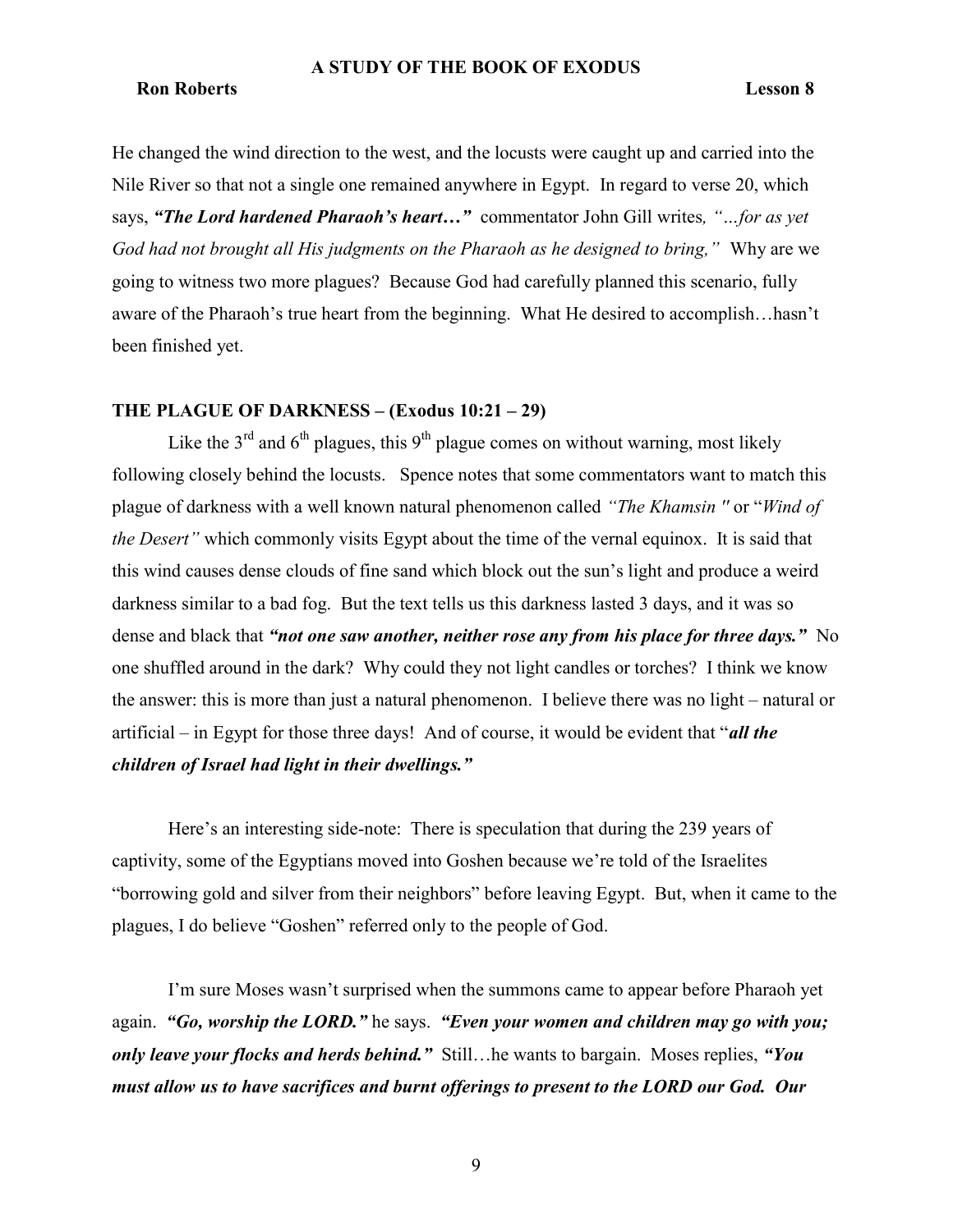He changed the wind direction to the west, and the locusts were caught up and carried into the Nile River so that not a single one remained anywhere in Egypt. In regard to verse 20, which says, ***"The Lord hardened Pharaoh's heart…"*** commentator John Gill writes*, "…for as yet God had not brought all His judgments on the Pharaoh as he designed to bring,"* Why are we going to witness two more plagues? Because God had carefully planned this scenario, fully aware of the Pharaoh's true heart from the beginning. What He desired to accomplish…hasn't been finished yet.

**THE PLAGUE OF DARKNESS – (Exodus 10:21 – 29)**

Like the 3rd and 6th plagues, this 9th plague comes on without warning, most likely following closely behind the locusts. Spence notes that some commentators want to match this plague of darkness with a well known natural phenomenon called *"The Khamsin "* or "*Wind of the Desert"* which commonly visits Egypt about the time of the vernal equinox. It is said that this wind causes dense clouds of fine sand which block out the sun's light and produce a weird darkness similar to a bad fog. But the text tells us this darkness lasted 3 days, and it was so dense and black that ***"not one saw another, neither rose any from his place for three days."*** No one shuffled around in the dark? Why could they not light candles or torches? I think we know the answer: this is more than just a natural phenomenon. I believe there was no light – natural or artificial – in Egypt for those three days! And of course, it would be evident that "***all the children of Israel had light in their dwellings."***

Here's an interesting side-note: There is speculation that during the 239 years of captivity, some of the Egyptians moved into Goshen because we're told of the Israelites "borrowing gold and silver from their neighbors" before leaving Egypt. But, when it came to the plagues, I do believe "Goshen" referred only to the people of God.

I'm sure Moses wasn't surprised when the summons came to appear before Pharaoh yet again. ***"Go, worship the LORD."*** he says. ***"Even your women and children may go with you; only leave your flocks and herds behind."*** Still…he wants to bargain. Moses replies, ***"You must allow us to have sacrifices and burnt offerings to present to the LORD our God. Our***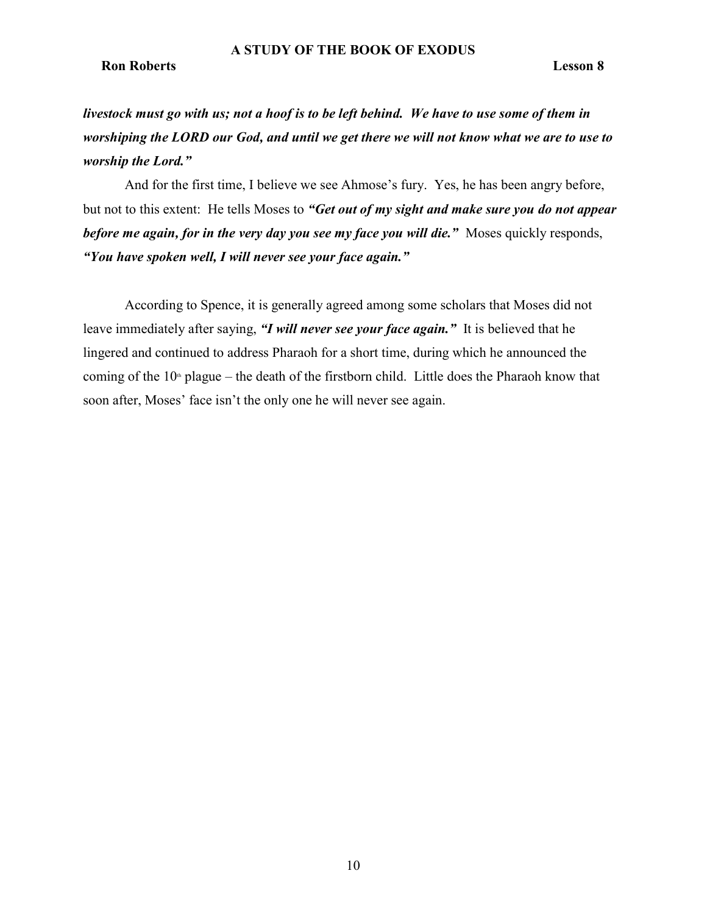***livestock must go with us; not a hoof is to be left behind. We have to use some of them in worshiping the LORD our God, and until we get there we will not know what we are to use to worship the Lord."***

And for the first time, I believe we see Ahmose's fury. Yes, he has been angry before, but not to this extent: He tells Moses to ***"Get out of my sight and make sure you do not appear before me again, for in the very day you see my face you will die."*** Moses quickly responds, ***"You have spoken well, I will never see your face again."***

According to Spence, it is generally agreed among some scholars that Moses did not leave immediately after saying, ***"I will never see your face again."*** It is believed that he lingered and continued to address Pharaoh for a short time, during which he announced the coming of the 10th plague – the death of the firstborn child. Little does the Pharaoh know that soon after, Moses' face isn't the only one he will never see again.